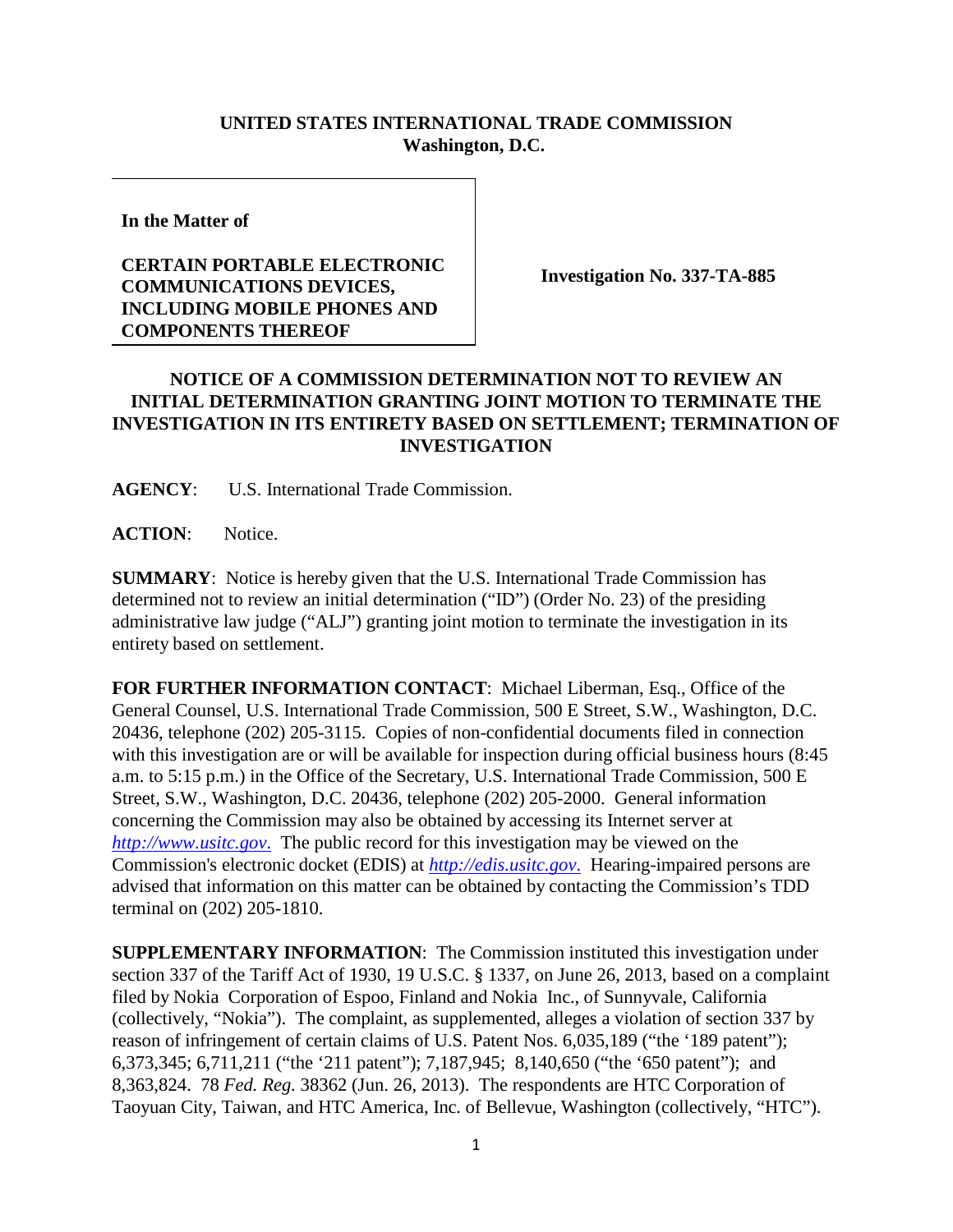**UNITED STATES INTERNATIONAL TRADE COMMISSION**
**Washington, D.C.**

| | |
|---|---|
| **In the Matter of**<br><br>**CERTAIN PORTABLE ELECTRONIC COMMUNICATIONS DEVICES, INCLUDING MOBILE PHONES AND COMPONENTS THEREOF** | **Investigation No. 337-TA-885** |

## NOTICE OF A COMMISSION DETERMINATION NOT TO REVIEW AN INITIAL DETERMINATION GRANTING JOINT MOTION TO TERMINATE THE INVESTIGATION IN ITS ENTIRETY BASED ON SETTLEMENT; TERMINATION OF INVESTIGATION

**AGENCY**: U.S. International Trade Commission.

**ACTION**: Notice.

**SUMMARY**: Notice is hereby given that the U.S. International Trade Commission has determined not to review an initial determination ("ID") (Order No. 23) of the presiding administrative law judge ("ALJ") granting joint motion to terminate the investigation in its entirety based on settlement.

**FOR FURTHER INFORMATION CONTACT**: Michael Liberman, Esq., Office of the General Counsel, U.S. International Trade Commission, 500 E Street, S.W., Washington, D.C. 20436, telephone (202) 205-3115. Copies of non-confidential documents filed in connection with this investigation are or will be available for inspection during official business hours (8:45 a.m. to 5:15 p.m.) in the Office of the Secretary, U.S. International Trade Commission, 500 E Street, S.W., Washington, D.C. 20436, telephone (202) 205-2000. General information concerning the Commission may also be obtained by accessing its Internet server at *http://www.usitc.gov.* The public record for this investigation may be viewed on the Commission's electronic docket (EDIS) at *http://edis.usitc.gov.* Hearing-impaired persons are advised that information on this matter can be obtained by contacting the Commission's TDD terminal on (202) 205-1810.

**SUPPLEMENTARY INFORMATION**: The Commission instituted this investigation under section 337 of the Tariff Act of 1930, 19 U.S.C. § 1337, on June 26, 2013, based on a complaint filed by Nokia Corporation of Espoo, Finland and Nokia Inc., of Sunnyvale, California (collectively, "Nokia"). The complaint, as supplemented, alleges a violation of section 337 by reason of infringement of certain claims of U.S. Patent Nos. 6,035,189 ("the '189 patent"); 6,373,345; 6,711,211 ("the '211 patent"); 7,187,945; 8,140,650 ("the '650 patent"); and 8,363,824. 78 *Fed. Reg.* 38362 (Jun. 26, 2013). The respondents are HTC Corporation of Taoyuan City, Taiwan, and HTC America, Inc. of Bellevue, Washington (collectively, "HTC").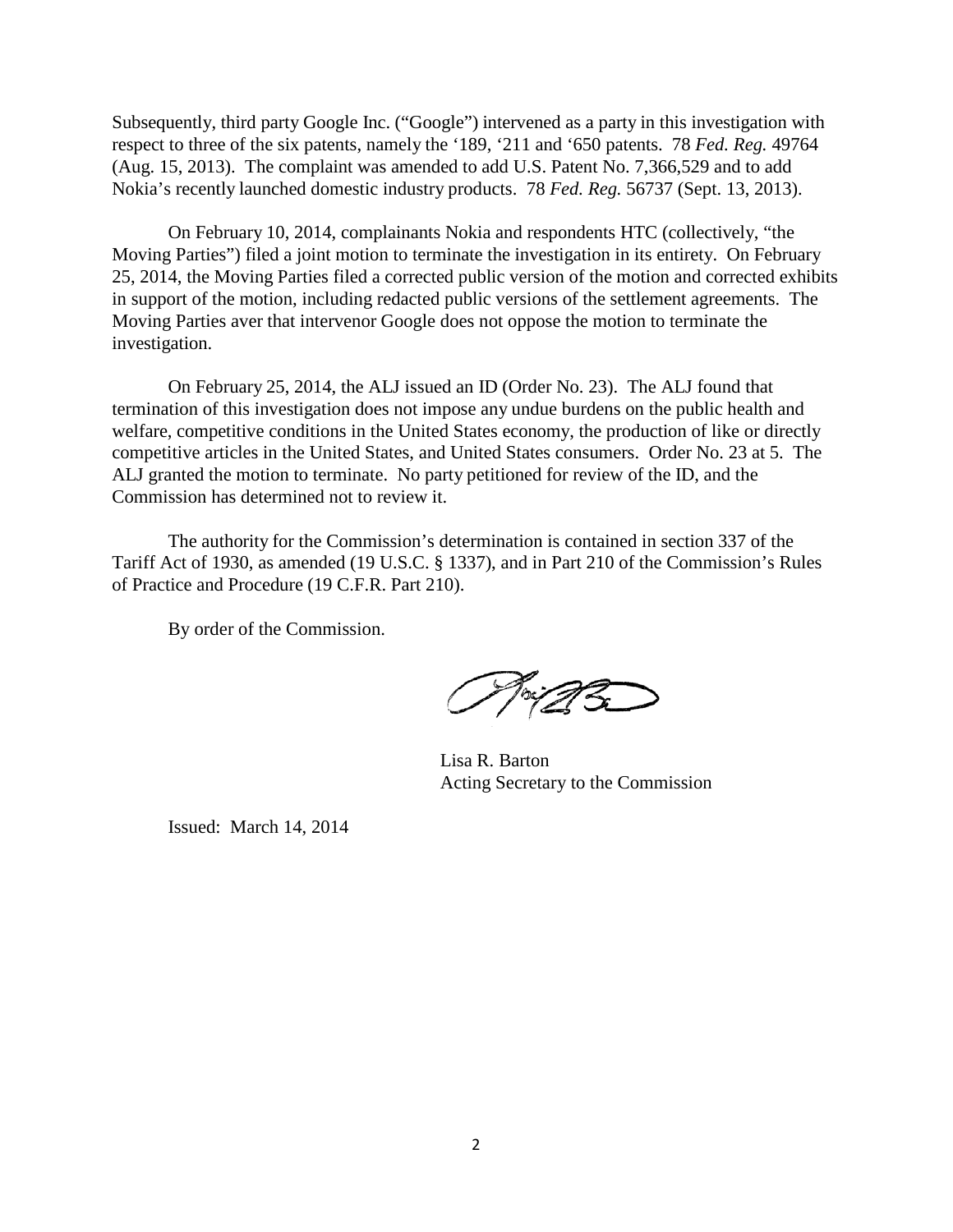Subsequently, third party Google Inc. ("Google") intervened as a party in this investigation with respect to three of the six patents, namely the '189, '211 and '650 patents. 78 *Fed. Reg.* 49764 (Aug. 15, 2013). The complaint was amended to add U.S. Patent No. 7,366,529 and to add Nokia's recently launched domestic industry products. 78 *Fed. Reg.* 56737 (Sept. 13, 2013).

On February 10, 2014, complainants Nokia and respondents HTC (collectively, "the Moving Parties") filed a joint motion to terminate the investigation in its entirety. On February 25, 2014, the Moving Parties filed a corrected public version of the motion and corrected exhibits in support of the motion, including redacted public versions of the settlement agreements. The Moving Parties aver that intervenor Google does not oppose the motion to terminate the investigation.

On February 25, 2014, the ALJ issued an ID (Order No. 23). The ALJ found that termination of this investigation does not impose any undue burdens on the public health and welfare, competitive conditions in the United States economy, the production of like or directly competitive articles in the United States, and United States consumers. Order No. 23 at 5. The ALJ granted the motion to terminate. No party petitioned for review of the ID, and the Commission has determined not to review it.

The authority for the Commission's determination is contained in section 337 of the Tariff Act of 1930, as amended (19 U.S.C. § 1337), and in Part 210 of the Commission's Rules of Practice and Procedure (19 C.F.R. Part 210).

By order of the Commission.

Lisa R. Barton
Acting Secretary to the Commission

Issued: March 14, 2014